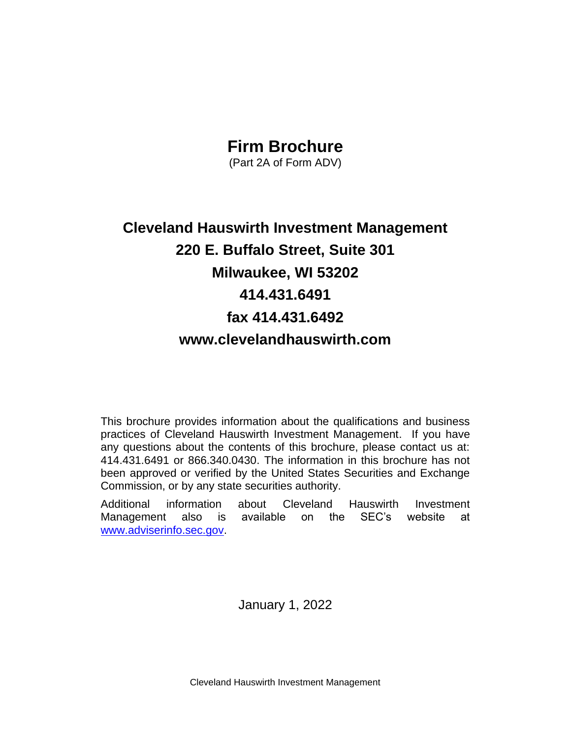# Firm Brochure

(Part 2A of Form ADV)

## Cleveland Hauswirth Investment Management

## 220 E. Buffalo Street, Suite 301

## Milwaukee, WI 53202

## 414.431.6491

## fax 414.431.6492

## www.clevelandhauswirth.com

This brochure provides information about the qualifications and business practices of Cleveland Hauswirth Investment Management. If you have any questions about the contents of this brochure, please contact us at: 414.431.6491 or 866.340.0430. The information in this brochure has not been approved or verified by the United States Securities and Exchange Commission, or by any state securities authority.

Additional information about Cleveland Hauswirth Investment Management also is available on the SEC's website at www.adviserinfo.sec.gov.

January 1, 2022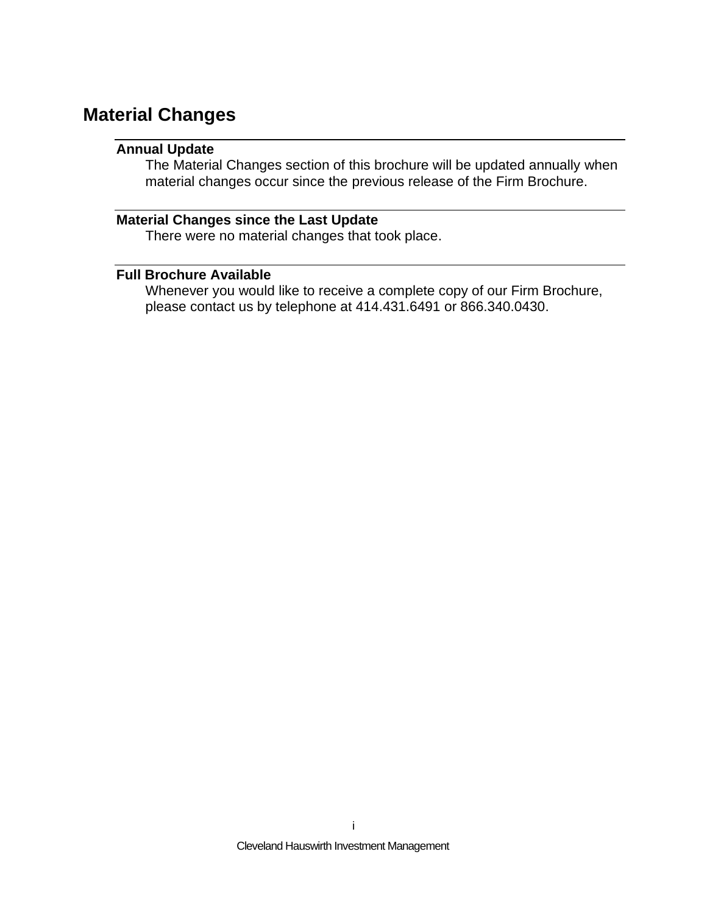# Material Changes

### Annual Update

The Material Changes section of this brochure will be updated annually when material changes occur since the previous release of the Firm Brochure.

### Material Changes since the Last Update

There were no material changes that took place.

### Full Brochure Available

Whenever you would like to receive a complete copy of our Firm Brochure, please contact us by telephone at 414.431.6491 or 866.340.0430.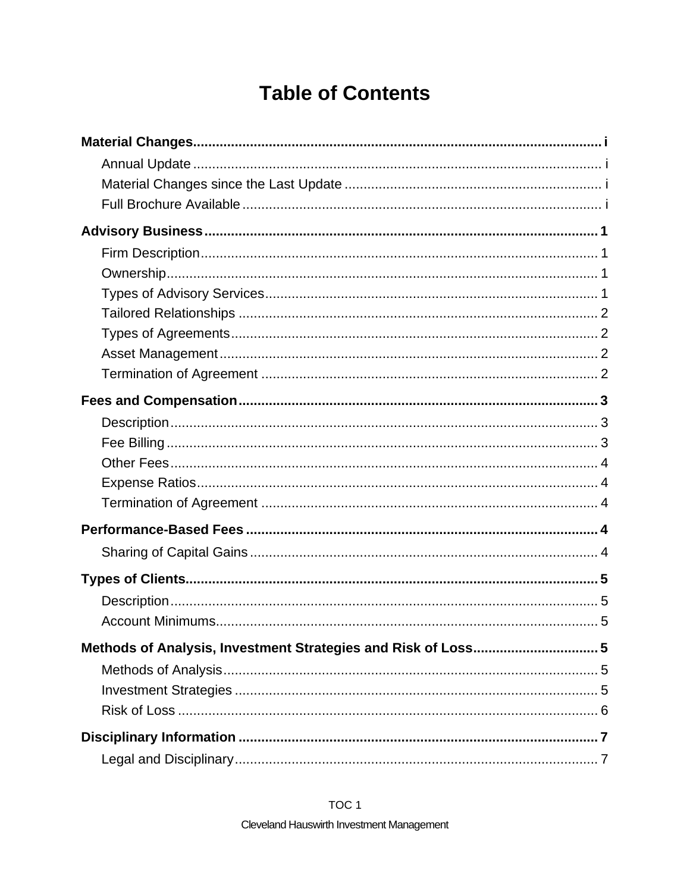# Table of Contents

**Material Changes** .......... **i**

- Annual Update .......... i
- Material Changes since the Last Update .......... i
- Full Brochure Available .......... i

**Advisory Business** .......... **1**

- Firm Description .......... 1
- Ownership .......... 1
- Types of Advisory Services .......... 1
- Tailored Relationships .......... 2
- Types of Agreements .......... 2
- Asset Management .......... 2
- Termination of Agreement .......... 2

**Fees and Compensation** .......... **3**

- Description .......... 3
- Fee Billing .......... 3
- Other Fees .......... 4
- Expense Ratios .......... 4
- Termination of Agreement .......... 4

**Performance-Based Fees** .......... **4**

- Sharing of Capital Gains .......... 4

**Types of Clients** .......... **5**

- Description .......... 5
- Account Minimums .......... 5

**Methods of Analysis, Investment Strategies and Risk of Loss** .......... **5**

- Methods of Analysis .......... 5
- Investment Strategies .......... 5
- Risk of Loss .......... 6

**Disciplinary Information** .......... **7**

- Legal and Disciplinary .......... 7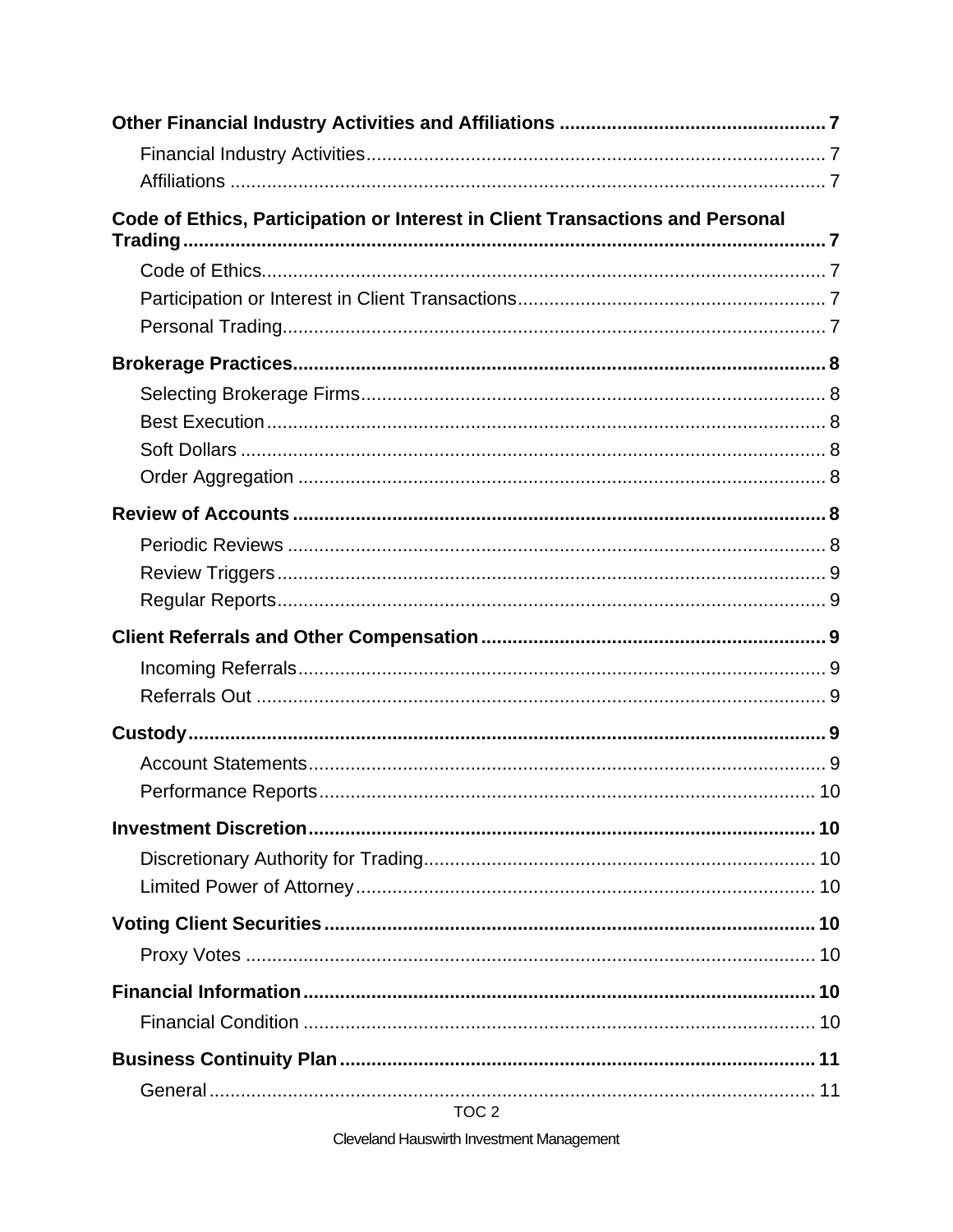**Other Financial Industry Activities and Affiliations** .................................................. 7

- Financial Industry Activities ....................................................................................... 7
- Affiliations .................................................................................................................. 7

**Code of Ethics, Participation or Interest in Client Transactions and Personal Trading** ......................................................................................................................... 7

- Code of Ethics ............................................................................................................ 7
- Participation or Interest in Client Transactions .......................................................... 7
- Personal Trading ........................................................................................................ 7

**Brokerage Practices** ..................................................................................................... 8

- Selecting Brokerage Firms ......................................................................................... 8
- Best Execution ........................................................................................................... 8
- Soft Dollars ................................................................................................................ 8
- Order Aggregation ..................................................................................................... 8

**Review of Accounts** ..................................................................................................... 8

- Periodic Reviews ....................................................................................................... 8
- Review Triggers ......................................................................................................... 9
- Regular Reports ......................................................................................................... 9

**Client Referrals and Other Compensation** ................................................................. 9

- Incoming Referrals ..................................................................................................... 9
- Referrals Out ............................................................................................................. 9

**Custody** ......................................................................................................................... 9

- Account Statements ................................................................................................... 9
- Performance Reports ............................................................................................... 10

**Investment Discretion** ................................................................................................ 10

- Discretionary Authority for Trading .......................................................................... 10
- Limited Power of Attorney ....................................................................................... 10

**Voting Client Securities** ............................................................................................. 10

- Proxy Votes ............................................................................................................. 10

**Financial Information** ................................................................................................. 10

- Financial Condition .................................................................................................. 10

**Business Continuity Plan** .......................................................................................... 11

- General .................................................................................................................... 11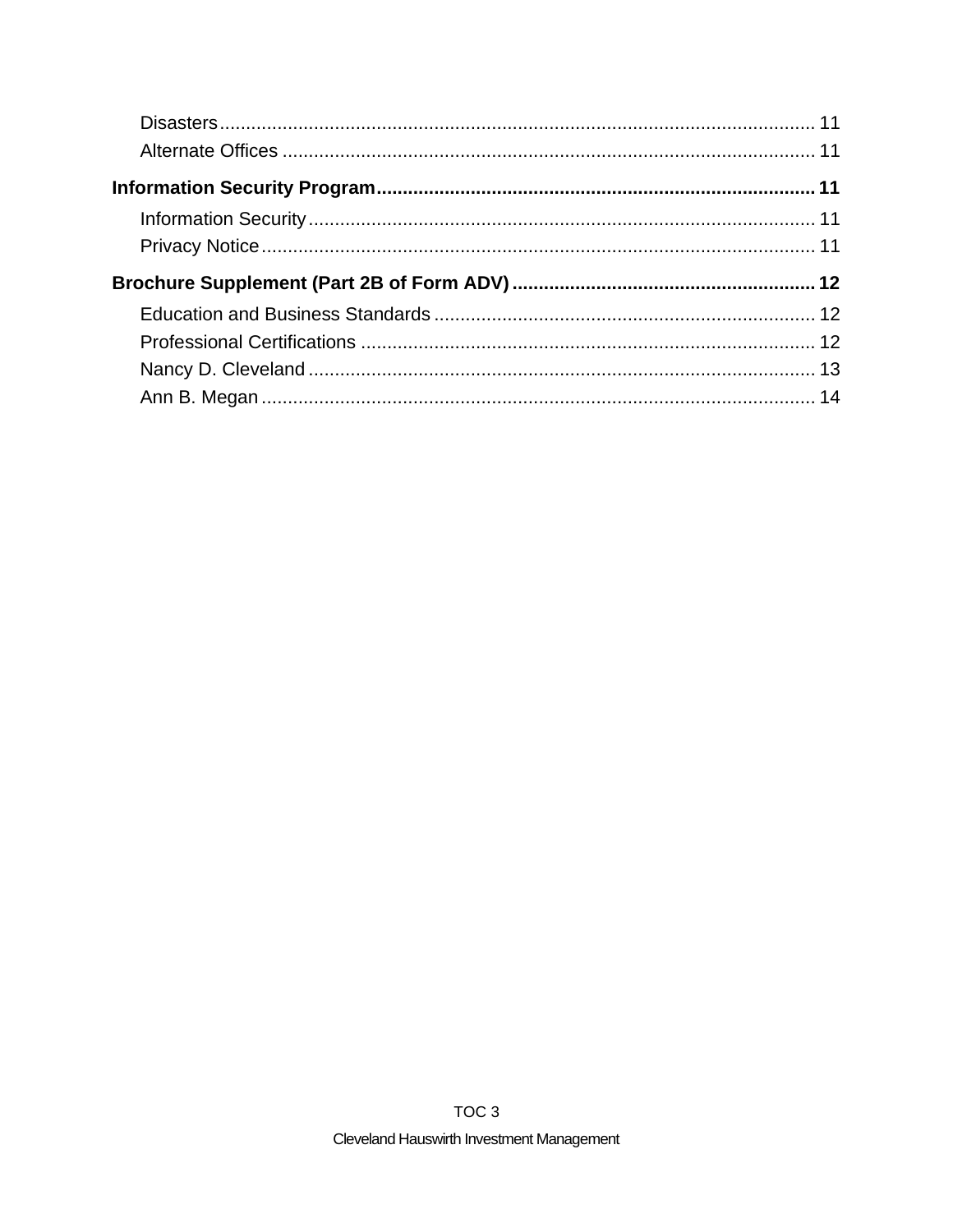Disasters ..... 11
Alternate Offices ..... 11

**Information Security Program ..... 11**

Information Security ..... 11
Privacy Notice ..... 11

**Brochure Supplement (Part 2B of Form ADV) ..... 12**

Education and Business Standards ..... 12
Professional Certifications ..... 12
Nancy D. Cleveland ..... 13
Ann B. Megan ..... 14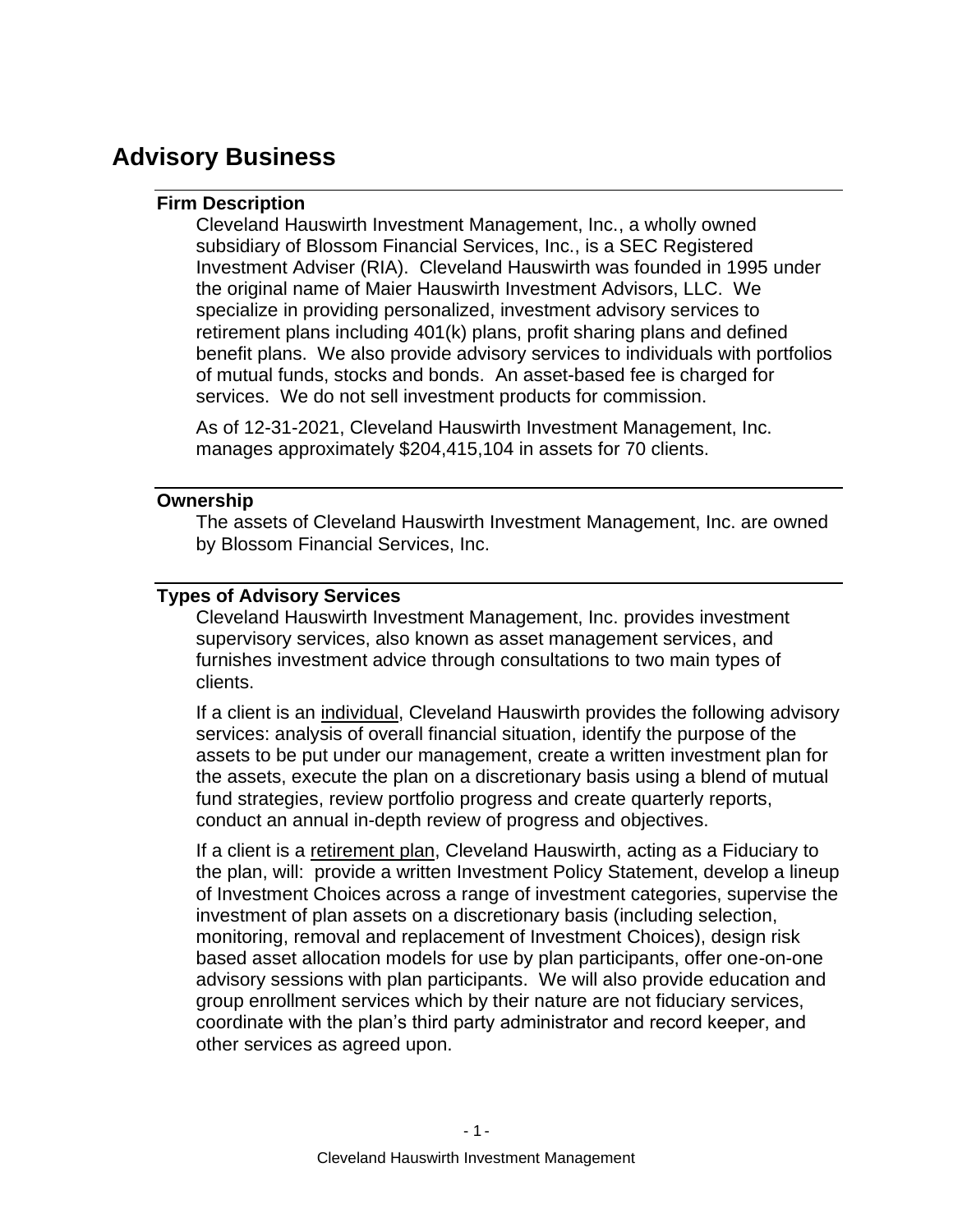# Advisory Business

### Firm Description

Cleveland Hauswirth Investment Management, Inc., a wholly owned subsidiary of Blossom Financial Services, Inc., is a SEC Registered Investment Adviser (RIA). Cleveland Hauswirth was founded in 1995 under the original name of Maier Hauswirth Investment Advisors, LLC. We specialize in providing personalized, investment advisory services to retirement plans including 401(k) plans, profit sharing plans and defined benefit plans. We also provide advisory services to individuals with portfolios of mutual funds, stocks and bonds. An asset-based fee is charged for services. We do not sell investment products for commission.

As of 12-31-2021, Cleveland Hauswirth Investment Management, Inc. manages approximately $204,415,104 in assets for 70 clients.

### Ownership

The assets of Cleveland Hauswirth Investment Management, Inc. are owned by Blossom Financial Services, Inc.

### Types of Advisory Services

Cleveland Hauswirth Investment Management, Inc. provides investment supervisory services, also known as asset management services, and furnishes investment advice through consultations to two main types of clients.

If a client is an individual, Cleveland Hauswirth provides the following advisory services: analysis of overall financial situation, identify the purpose of the assets to be put under our management, create a written investment plan for the assets, execute the plan on a discretionary basis using a blend of mutual fund strategies, review portfolio progress and create quarterly reports, conduct an annual in-depth review of progress and objectives.

If a client is a retirement plan, Cleveland Hauswirth, acting as a Fiduciary to the plan, will: provide a written Investment Policy Statement, develop a lineup of Investment Choices across a range of investment categories, supervise the investment of plan assets on a discretionary basis (including selection, monitoring, removal and replacement of Investment Choices), design risk based asset allocation models for use by plan participants, offer one-on-one advisory sessions with plan participants. We will also provide education and group enrollment services which by their nature are not fiduciary services, coordinate with the plan's third party administrator and record keeper, and other services as agreed upon.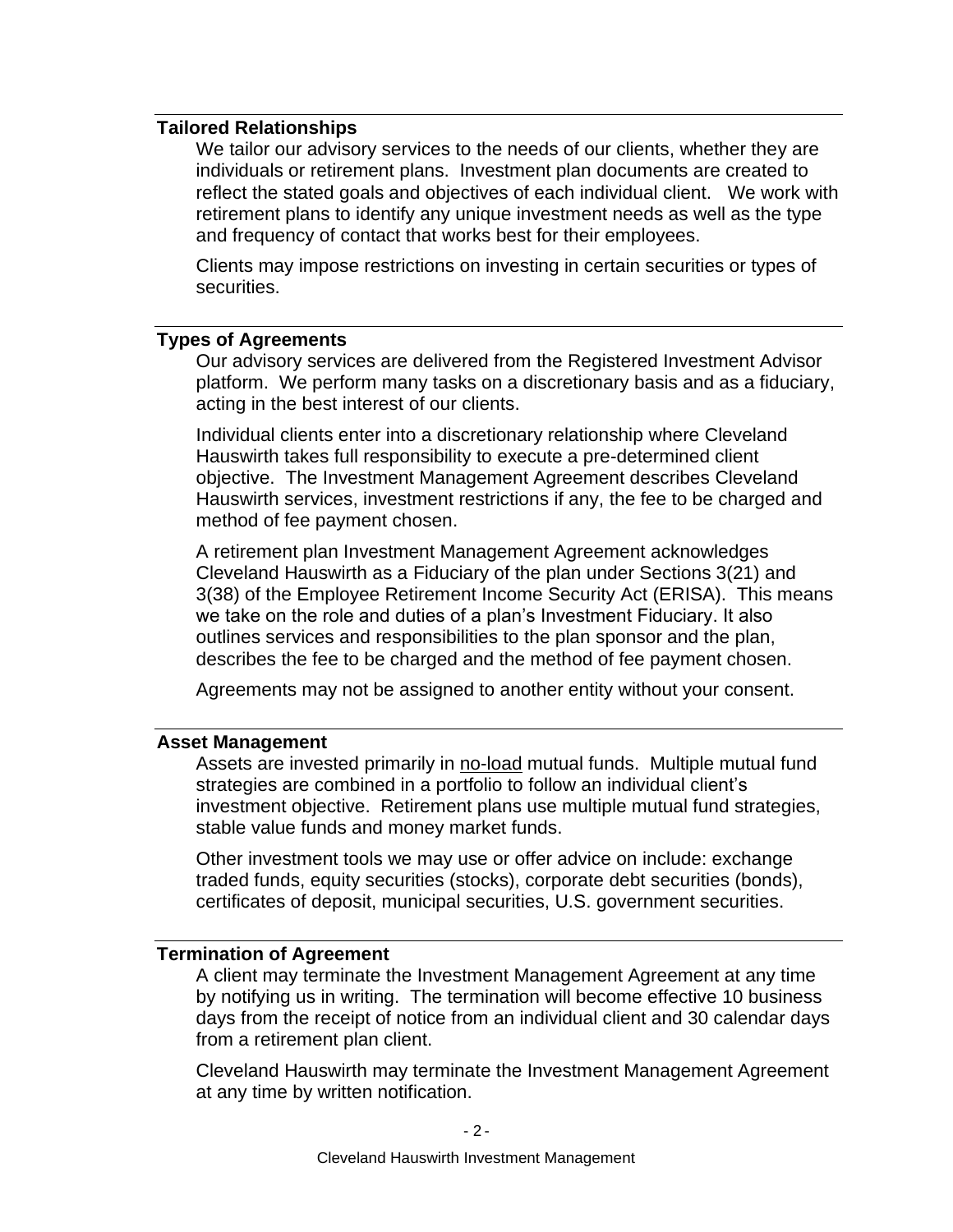## Tailored Relationships

We tailor our advisory services to the needs of our clients, whether they are individuals or retirement plans. Investment plan documents are created to reflect the stated goals and objectives of each individual client. We work with retirement plans to identify any unique investment needs as well as the type and frequency of contact that works best for their employees.

Clients may impose restrictions on investing in certain securities or types of securities.

## Types of Agreements

Our advisory services are delivered from the Registered Investment Advisor platform. We perform many tasks on a discretionary basis and as a fiduciary, acting in the best interest of our clients.

Individual clients enter into a discretionary relationship where Cleveland Hauswirth takes full responsibility to execute a pre-determined client objective. The Investment Management Agreement describes Cleveland Hauswirth services, investment restrictions if any, the fee to be charged and method of fee payment chosen.

A retirement plan Investment Management Agreement acknowledges Cleveland Hauswirth as a Fiduciary of the plan under Sections 3(21) and 3(38) of the Employee Retirement Income Security Act (ERISA). This means we take on the role and duties of a plan's Investment Fiduciary. It also outlines services and responsibilities to the plan sponsor and the plan, describes the fee to be charged and the method of fee payment chosen.

Agreements may not be assigned to another entity without your consent.

## Asset Management

Assets are invested primarily in no-load mutual funds. Multiple mutual fund strategies are combined in a portfolio to follow an individual client's investment objective. Retirement plans use multiple mutual fund strategies, stable value funds and money market funds.

Other investment tools we may use or offer advice on include: exchange traded funds, equity securities (stocks), corporate debt securities (bonds), certificates of deposit, municipal securities, U.S. government securities.

## Termination of Agreement

A client may terminate the Investment Management Agreement at any time by notifying us in writing. The termination will become effective 10 business days from the receipt of notice from an individual client and 30 calendar days from a retirement plan client.

Cleveland Hauswirth may terminate the Investment Management Agreement at any time by written notification.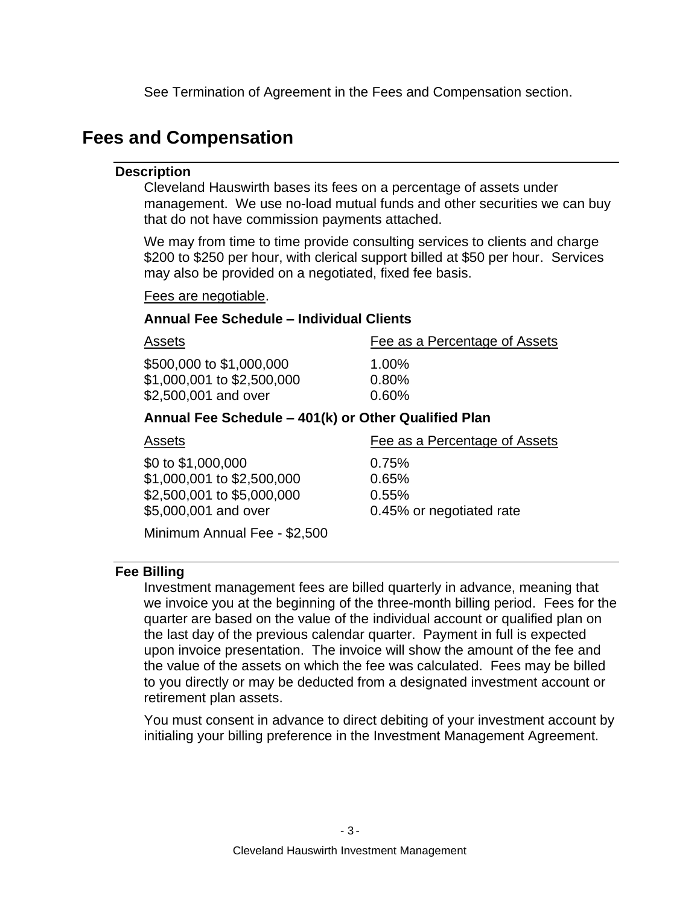See Termination of Agreement in the Fees and Compensation section.

## Fees and Compensation

### Description

Cleveland Hauswirth bases its fees on a percentage of assets under management. We use no-load mutual funds and other securities we can buy that do not have commission payments attached.

We may from time to time provide consulting services to clients and charge $200 to $250 per hour, with clerical support billed at $50 per hour. Services may also be provided on a negotiated, fixed fee basis.

Fees are negotiable.

**Annual Fee Schedule – Individual Clients**

| Assets | Fee as a Percentage of Assets |
| --- | --- |
| $500,000 to $1,000,000 | 1.00% |
| $1,000,001 to $2,500,000 | 0.80% |
| $2,500,001 and over | 0.60% |

**Annual Fee Schedule – 401(k) or Other Qualified Plan**

| Assets | Fee as a Percentage of Assets |
| --- | --- |
| $0 to $1,000,000 | 0.75% |
| $1,000,001 to $2,500,000 | 0.65% |
| $2,500,001 to $5,000,000 | 0.55% |
| $5,000,001 and over | 0.45% or negotiated rate |

Minimum Annual Fee - $2,500

### Fee Billing

Investment management fees are billed quarterly in advance, meaning that we invoice you at the beginning of the three-month billing period. Fees for the quarter are based on the value of the individual account or qualified plan on the last day of the previous calendar quarter. Payment in full is expected upon invoice presentation. The invoice will show the amount of the fee and the value of the assets on which the fee was calculated. Fees may be billed to you directly or may be deducted from a designated investment account or retirement plan assets.

You must consent in advance to direct debiting of your investment account by initialing your billing preference in the Investment Management Agreement.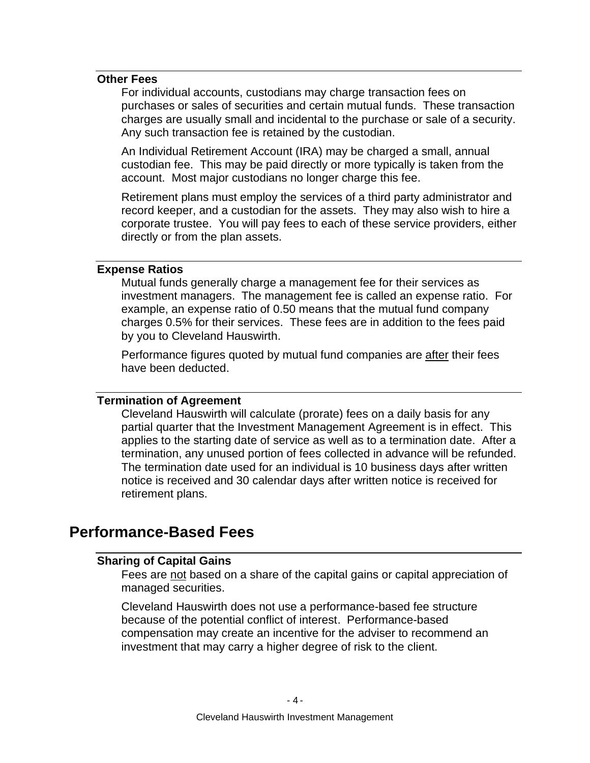### Other Fees

For individual accounts, custodians may charge transaction fees on purchases or sales of securities and certain mutual funds. These transaction charges are usually small and incidental to the purchase or sale of a security. Any such transaction fee is retained by the custodian.

An Individual Retirement Account (IRA) may be charged a small, annual custodian fee. This may be paid directly or more typically is taken from the account. Most major custodians no longer charge this fee.

Retirement plans must employ the services of a third party administrator and record keeper, and a custodian for the assets. They may also wish to hire a corporate trustee. You will pay fees to each of these service providers, either directly or from the plan assets.

### Expense Ratios

Mutual funds generally charge a management fee for their services as investment managers. The management fee is called an expense ratio. For example, an expense ratio of 0.50 means that the mutual fund company charges 0.5% for their services. These fees are in addition to the fees paid by you to Cleveland Hauswirth.

Performance figures quoted by mutual fund companies are <u>after</u> their fees have been deducted.

### Termination of Agreement

Cleveland Hauswirth will calculate (prorate) fees on a daily basis for any partial quarter that the Investment Management Agreement is in effect. This applies to the starting date of service as well as to a termination date. After a termination, any unused portion of fees collected in advance will be refunded. The termination date used for an individual is 10 business days after written notice is received and 30 calendar days after written notice is received for retirement plans.

## Performance-Based Fees

### Sharing of Capital Gains

Fees are <u>not</u> based on a share of the capital gains or capital appreciation of managed securities.

Cleveland Hauswirth does not use a performance-based fee structure because of the potential conflict of interest. Performance-based compensation may create an incentive for the adviser to recommend an investment that may carry a higher degree of risk to the client.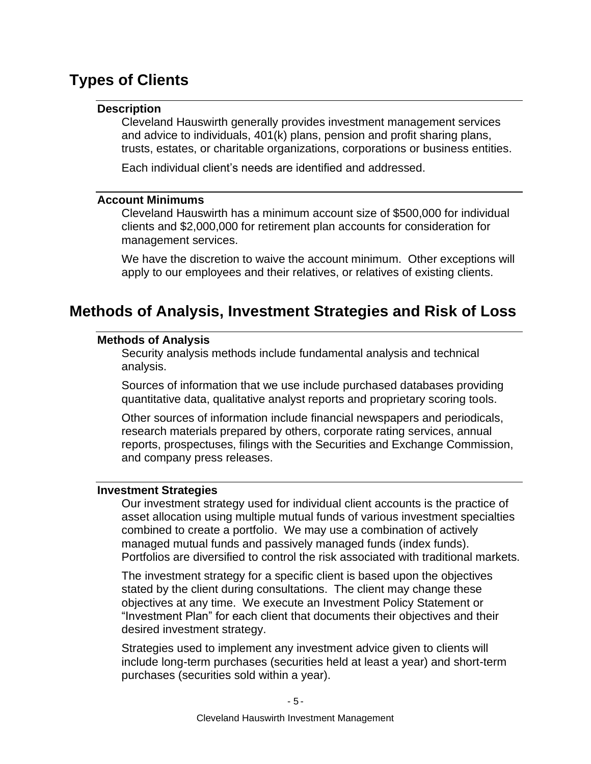## Types of Clients

### Description

Cleveland Hauswirth generally provides investment management services and advice to individuals, 401(k) plans, pension and profit sharing plans, trusts, estates, or charitable organizations, corporations or business entities.

Each individual client's needs are identified and addressed.

### Account Minimums

Cleveland Hauswirth has a minimum account size of $500,000 for individual clients and $2,000,000 for retirement plan accounts for consideration for management services.

We have the discretion to waive the account minimum. Other exceptions will apply to our employees and their relatives, or relatives of existing clients.

## Methods of Analysis, Investment Strategies and Risk of Loss

### Methods of Analysis

Security analysis methods include fundamental analysis and technical analysis.

Sources of information that we use include purchased databases providing quantitative data, qualitative analyst reports and proprietary scoring tools.

Other sources of information include financial newspapers and periodicals, research materials prepared by others, corporate rating services, annual reports, prospectuses, filings with the Securities and Exchange Commission, and company press releases.

### Investment Strategies

Our investment strategy used for individual client accounts is the practice of asset allocation using multiple mutual funds of various investment specialties combined to create a portfolio. We may use a combination of actively managed mutual funds and passively managed funds (index funds). Portfolios are diversified to control the risk associated with traditional markets.

The investment strategy for a specific client is based upon the objectives stated by the client during consultations. The client may change these objectives at any time. We execute an Investment Policy Statement or "Investment Plan" for each client that documents their objectives and their desired investment strategy.

Strategies used to implement any investment advice given to clients will include long-term purchases (securities held at least a year) and short-term purchases (securities sold within a year).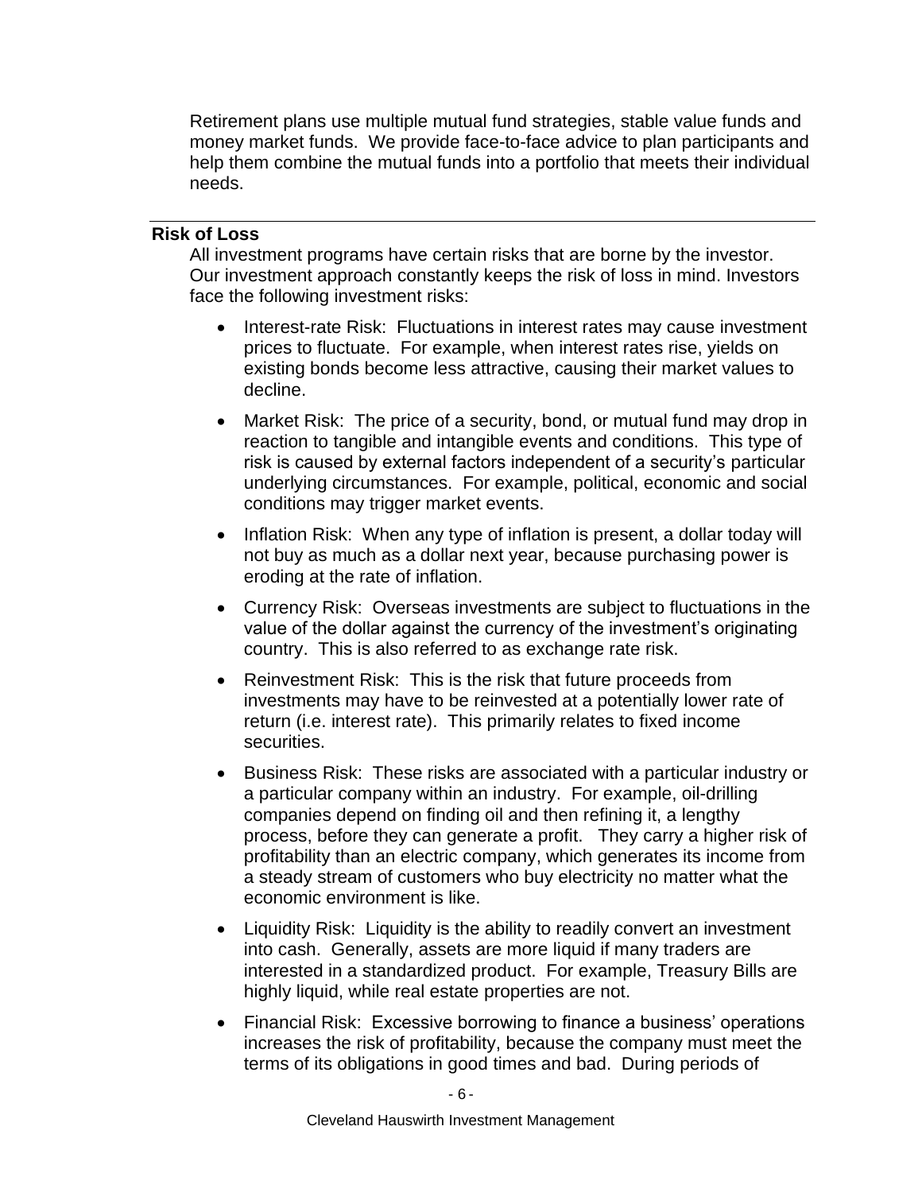Retirement plans use multiple mutual fund strategies, stable value funds and money market funds. We provide face-to-face advice to plan participants and help them combine the mutual funds into a portfolio that meets their individual needs.

## Risk of Loss

All investment programs have certain risks that are borne by the investor. Our investment approach constantly keeps the risk of loss in mind. Investors face the following investment risks:

- Interest-rate Risk: Fluctuations in interest rates may cause investment prices to fluctuate. For example, when interest rates rise, yields on existing bonds become less attractive, causing their market values to decline.
- Market Risk: The price of a security, bond, or mutual fund may drop in reaction to tangible and intangible events and conditions. This type of risk is caused by external factors independent of a security's particular underlying circumstances. For example, political, economic and social conditions may trigger market events.
- Inflation Risk: When any type of inflation is present, a dollar today will not buy as much as a dollar next year, because purchasing power is eroding at the rate of inflation.
- Currency Risk: Overseas investments are subject to fluctuations in the value of the dollar against the currency of the investment's originating country. This is also referred to as exchange rate risk.
- Reinvestment Risk: This is the risk that future proceeds from investments may have to be reinvested at a potentially lower rate of return (i.e. interest rate). This primarily relates to fixed income securities.
- Business Risk: These risks are associated with a particular industry or a particular company within an industry. For example, oil-drilling companies depend on finding oil and then refining it, a lengthy process, before they can generate a profit. They carry a higher risk of profitability than an electric company, which generates its income from a steady stream of customers who buy electricity no matter what the economic environment is like.
- Liquidity Risk: Liquidity is the ability to readily convert an investment into cash. Generally, assets are more liquid if many traders are interested in a standardized product. For example, Treasury Bills are highly liquid, while real estate properties are not.
- Financial Risk: Excessive borrowing to finance a business' operations increases the risk of profitability, because the company must meet the terms of its obligations in good times and bad. During periods of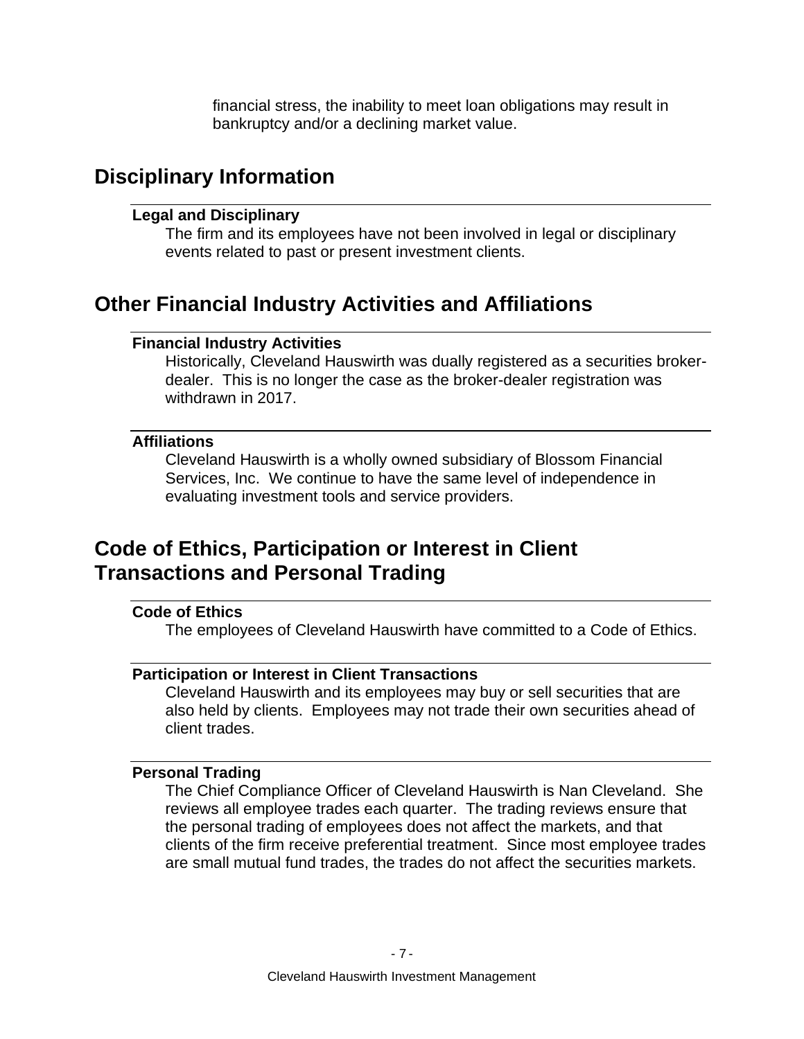financial stress, the inability to meet loan obligations may result in bankruptcy and/or a declining market value.

## Disciplinary Information

### Legal and Disciplinary

The firm and its employees have not been involved in legal or disciplinary events related to past or present investment clients.

## Other Financial Industry Activities and Affiliations

### Financial Industry Activities

Historically, Cleveland Hauswirth was dually registered as a securities broker-dealer. This is no longer the case as the broker-dealer registration was withdrawn in 2017.

### Affiliations

Cleveland Hauswirth is a wholly owned subsidiary of Blossom Financial Services, Inc. We continue to have the same level of independence in evaluating investment tools and service providers.

## Code of Ethics, Participation or Interest in Client Transactions and Personal Trading

### Code of Ethics

The employees of Cleveland Hauswirth have committed to a Code of Ethics.

### Participation or Interest in Client Transactions

Cleveland Hauswirth and its employees may buy or sell securities that are also held by clients. Employees may not trade their own securities ahead of client trades.

### Personal Trading

The Chief Compliance Officer of Cleveland Hauswirth is Nan Cleveland. She reviews all employee trades each quarter. The trading reviews ensure that the personal trading of employees does not affect the markets, and that clients of the firm receive preferential treatment. Since most employee trades are small mutual fund trades, the trades do not affect the securities markets.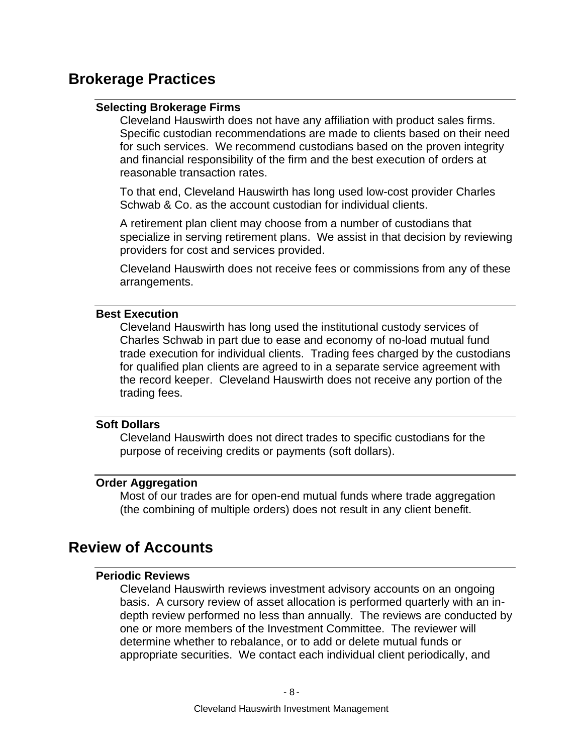## Brokerage Practices

### Selecting Brokerage Firms

Cleveland Hauswirth does not have any affiliation with product sales firms. Specific custodian recommendations are made to clients based on their need for such services. We recommend custodians based on the proven integrity and financial responsibility of the firm and the best execution of orders at reasonable transaction rates.

To that end, Cleveland Hauswirth has long used low-cost provider Charles Schwab & Co. as the account custodian for individual clients.

A retirement plan client may choose from a number of custodians that specialize in serving retirement plans. We assist in that decision by reviewing providers for cost and services provided.

Cleveland Hauswirth does not receive fees or commissions from any of these arrangements.

### Best Execution

Cleveland Hauswirth has long used the institutional custody services of Charles Schwab in part due to ease and economy of no-load mutual fund trade execution for individual clients. Trading fees charged by the custodians for qualified plan clients are agreed to in a separate service agreement with the record keeper. Cleveland Hauswirth does not receive any portion of the trading fees.

### Soft Dollars

Cleveland Hauswirth does not direct trades to specific custodians for the purpose of receiving credits or payments (soft dollars).

### Order Aggregation

Most of our trades are for open-end mutual funds where trade aggregation (the combining of multiple orders) does not result in any client benefit.

## Review of Accounts

### Periodic Reviews

Cleveland Hauswirth reviews investment advisory accounts on an ongoing basis. A cursory review of asset allocation is performed quarterly with an in-depth review performed no less than annually. The reviews are conducted by one or more members of the Investment Committee. The reviewer will determine whether to rebalance, or to add or delete mutual funds or appropriate securities. We contact each individual client periodically, and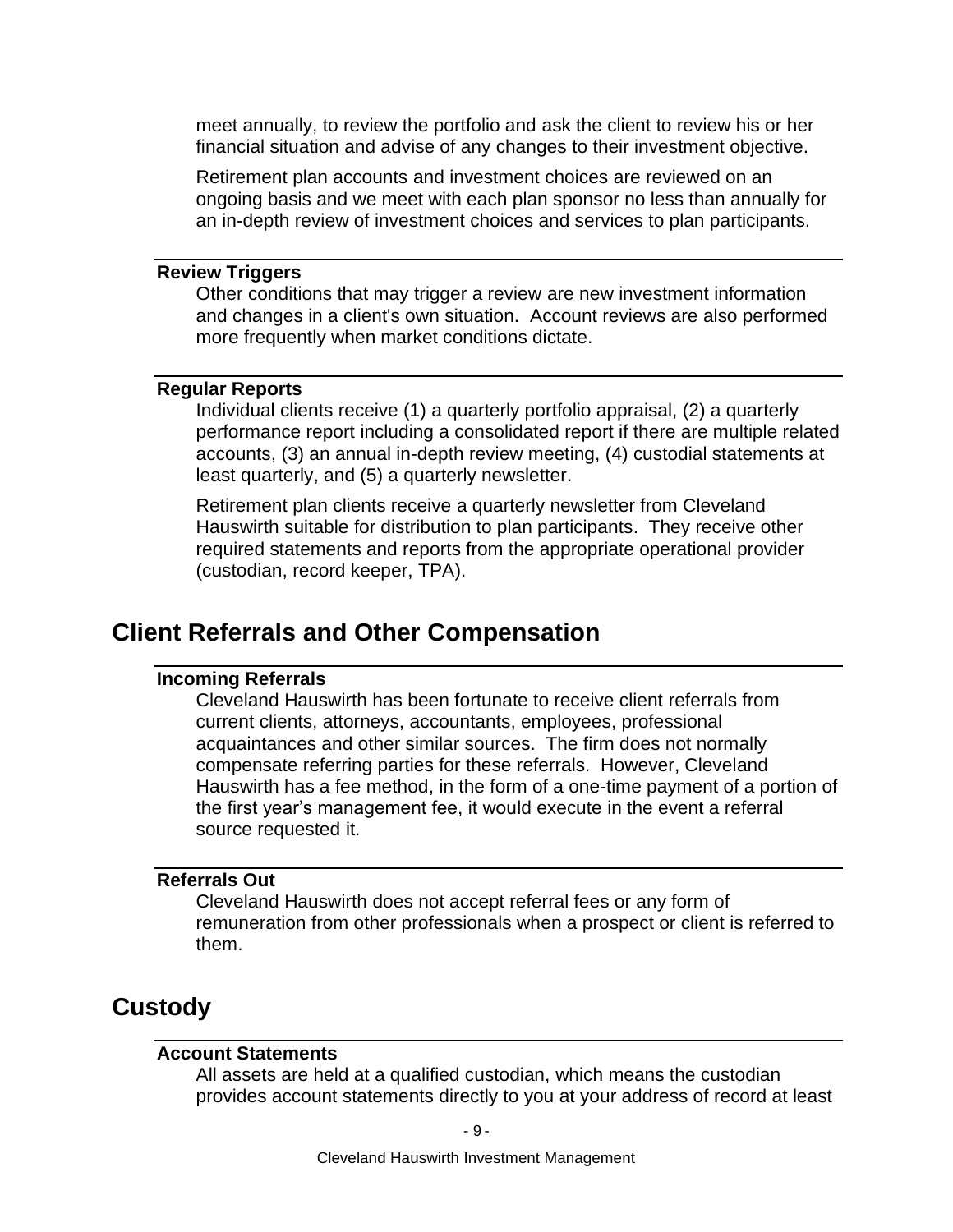meet annually, to review the portfolio and ask the client to review his or her financial situation and advise of any changes to their investment objective.

Retirement plan accounts and investment choices are reviewed on an ongoing basis and we meet with each plan sponsor no less than annually for an in-depth review of investment choices and services to plan participants.

### Review Triggers

Other conditions that may trigger a review are new investment information and changes in a client's own situation. Account reviews are also performed more frequently when market conditions dictate.

### Regular Reports

Individual clients receive (1) a quarterly portfolio appraisal, (2) a quarterly performance report including a consolidated report if there are multiple related accounts, (3) an annual in-depth review meeting, (4) custodial statements at least quarterly, and (5) a quarterly newsletter.

Retirement plan clients receive a quarterly newsletter from Cleveland Hauswirth suitable for distribution to plan participants. They receive other required statements and reports from the appropriate operational provider (custodian, record keeper, TPA).

## Client Referrals and Other Compensation

### Incoming Referrals

Cleveland Hauswirth has been fortunate to receive client referrals from current clients, attorneys, accountants, employees, professional acquaintances and other similar sources. The firm does not normally compensate referring parties for these referrals. However, Cleveland Hauswirth has a fee method, in the form of a one-time payment of a portion of the first year's management fee, it would execute in the event a referral source requested it.

### Referrals Out

Cleveland Hauswirth does not accept referral fees or any form of remuneration from other professionals when a prospect or client is referred to them.

## Custody

### Account Statements

All assets are held at a qualified custodian, which means the custodian provides account statements directly to you at your address of record at least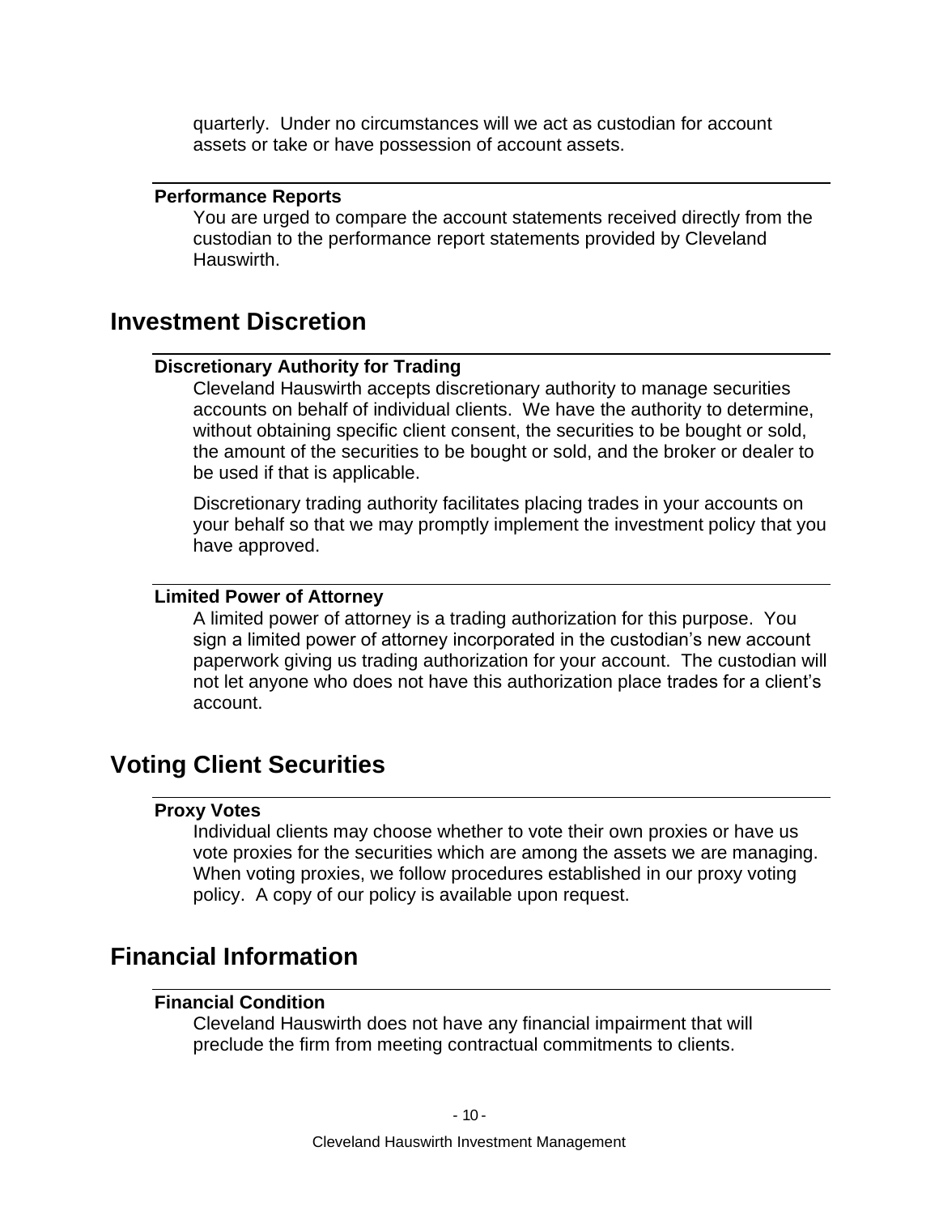quarterly. Under no circumstances will we act as custodian for account assets or take or have possession of account assets.

### Performance Reports

You are urged to compare the account statements received directly from the custodian to the performance report statements provided by Cleveland Hauswirth.

## Investment Discretion

### Discretionary Authority for Trading

Cleveland Hauswirth accepts discretionary authority to manage securities accounts on behalf of individual clients. We have the authority to determine, without obtaining specific client consent, the securities to be bought or sold, the amount of the securities to be bought or sold, and the broker or dealer to be used if that is applicable.

Discretionary trading authority facilitates placing trades in your accounts on your behalf so that we may promptly implement the investment policy that you have approved.

### Limited Power of Attorney

A limited power of attorney is a trading authorization for this purpose. You sign a limited power of attorney incorporated in the custodian's new account paperwork giving us trading authorization for your account. The custodian will not let anyone who does not have this authorization place trades for a client's account.

## Voting Client Securities

### Proxy Votes

Individual clients may choose whether to vote their own proxies or have us vote proxies for the securities which are among the assets we are managing. When voting proxies, we follow procedures established in our proxy voting policy. A copy of our policy is available upon request.

## Financial Information

### Financial Condition

Cleveland Hauswirth does not have any financial impairment that will preclude the firm from meeting contractual commitments to clients.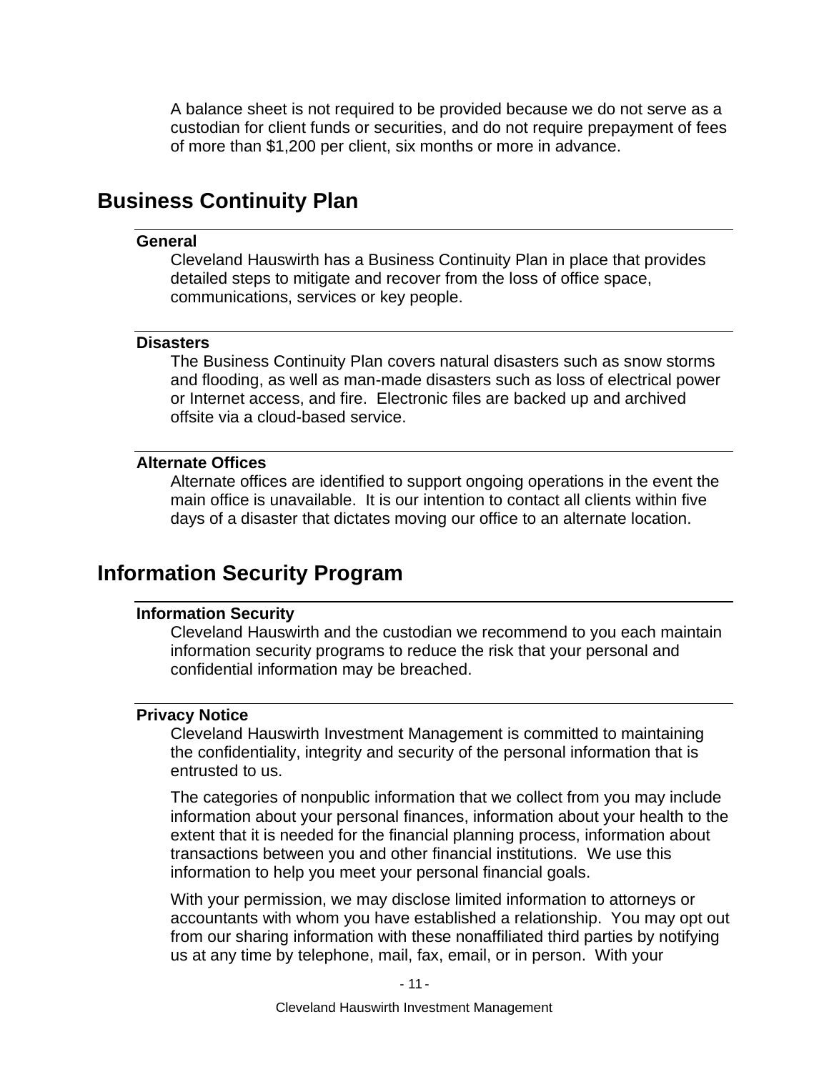A balance sheet is not required to be provided because we do not serve as a custodian for client funds or securities, and do not require prepayment of fees of more than $1,200 per client, six months or more in advance.

## Business Continuity Plan

### General

Cleveland Hauswirth has a Business Continuity Plan in place that provides detailed steps to mitigate and recover from the loss of office space, communications, services or key people.

### Disasters

The Business Continuity Plan covers natural disasters such as snow storms and flooding, as well as man-made disasters such as loss of electrical power or Internet access, and fire. Electronic files are backed up and archived offsite via a cloud-based service.

### Alternate Offices

Alternate offices are identified to support ongoing operations in the event the main office is unavailable. It is our intention to contact all clients within five days of a disaster that dictates moving our office to an alternate location.

## Information Security Program

### Information Security

Cleveland Hauswirth and the custodian we recommend to you each maintain information security programs to reduce the risk that your personal and confidential information may be breached.

### Privacy Notice

Cleveland Hauswirth Investment Management is committed to maintaining the confidentiality, integrity and security of the personal information that is entrusted to us.

The categories of nonpublic information that we collect from you may include information about your personal finances, information about your health to the extent that it is needed for the financial planning process, information about transactions between you and other financial institutions. We use this information to help you meet your personal financial goals.

With your permission, we may disclose limited information to attorneys or accountants with whom you have established a relationship. You may opt out from our sharing information with these nonaffiliated third parties by notifying us at any time by telephone, mail, fax, email, or in person. With your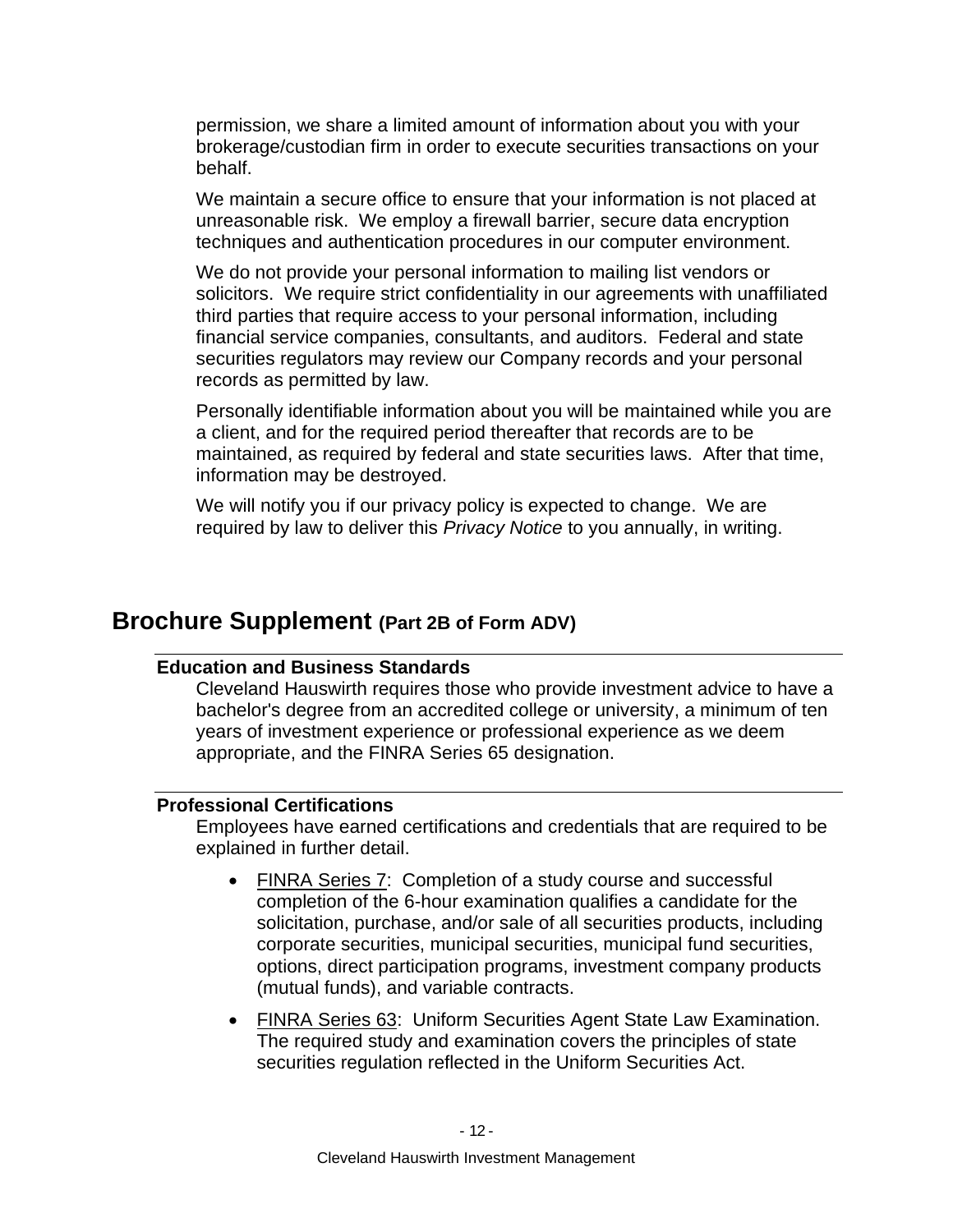permission, we share a limited amount of information about you with your brokerage/custodian firm in order to execute securities transactions on your behalf.

We maintain a secure office to ensure that your information is not placed at unreasonable risk. We employ a firewall barrier, secure data encryption techniques and authentication procedures in our computer environment.

We do not provide your personal information to mailing list vendors or solicitors. We require strict confidentiality in our agreements with unaffiliated third parties that require access to your personal information, including financial service companies, consultants, and auditors. Federal and state securities regulators may review our Company records and your personal records as permitted by law.

Personally identifiable information about you will be maintained while you are a client, and for the required period thereafter that records are to be maintained, as required by federal and state securities laws. After that time, information may be destroyed.

We will notify you if our privacy policy is expected to change. We are required by law to deliver this *Privacy Notice* to you annually, in writing.

# Brochure Supplement (Part 2B of Form ADV)

### Education and Business Standards

Cleveland Hauswirth requires those who provide investment advice to have a bachelor's degree from an accredited college or university, a minimum of ten years of investment experience or professional experience as we deem appropriate, and the FINRA Series 65 designation.

### Professional Certifications

Employees have earned certifications and credentials that are required to be explained in further detail.

- FINRA Series 7: Completion of a study course and successful completion of the 6-hour examination qualifies a candidate for the solicitation, purchase, and/or sale of all securities products, including corporate securities, municipal securities, municipal fund securities, options, direct participation programs, investment company products (mutual funds), and variable contracts.
- FINRA Series 63: Uniform Securities Agent State Law Examination. The required study and examination covers the principles of state securities regulation reflected in the Uniform Securities Act.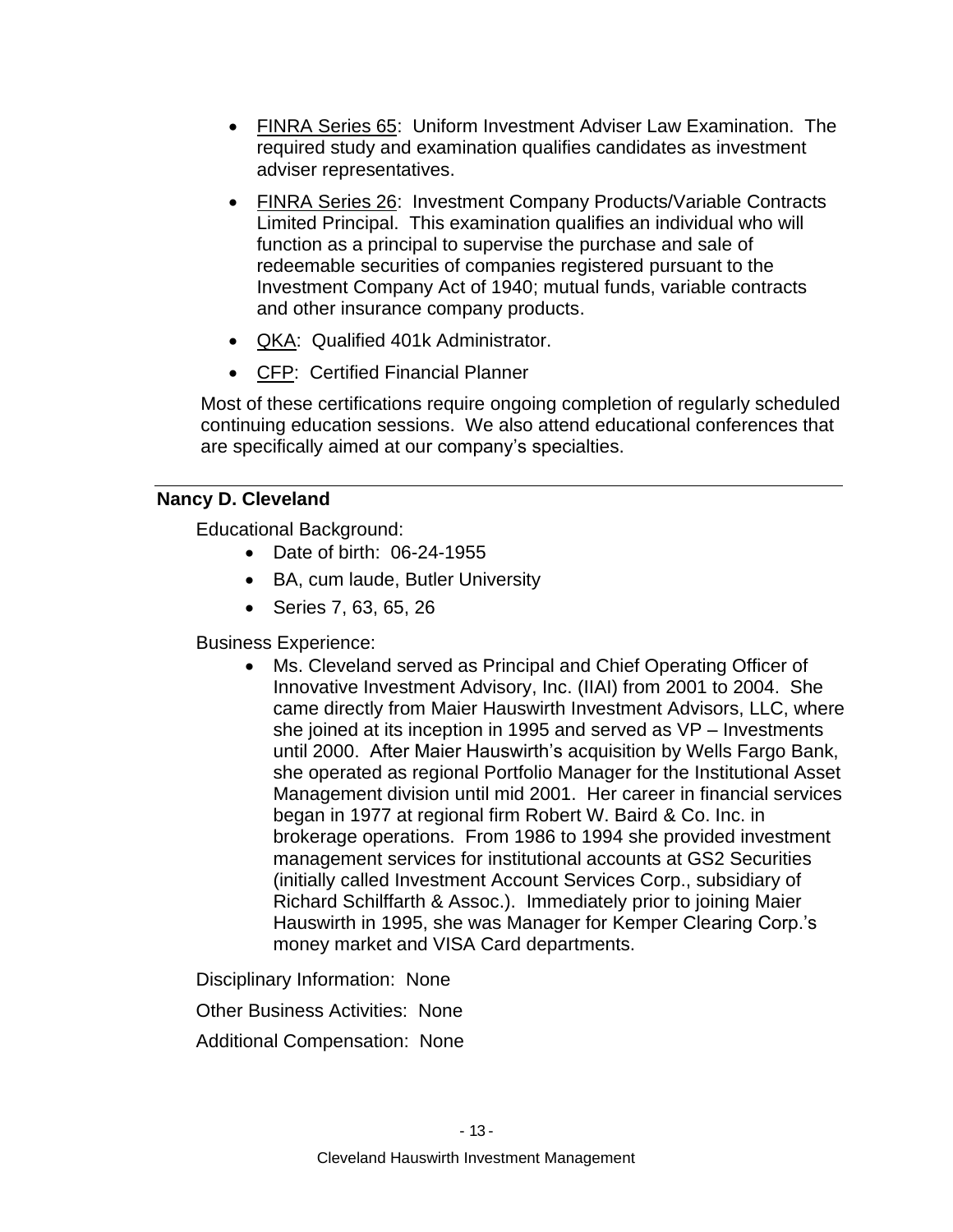- FINRA Series 65: Uniform Investment Adviser Law Examination. The required study and examination qualifies candidates as investment adviser representatives.
- FINRA Series 26: Investment Company Products/Variable Contracts Limited Principal. This examination qualifies an individual who will function as a principal to supervise the purchase and sale of redeemable securities of companies registered pursuant to the Investment Company Act of 1940; mutual funds, variable contracts and other insurance company products.
- QKA: Qualified 401k Administrator.
- CFP: Certified Financial Planner

Most of these certifications require ongoing completion of regularly scheduled continuing education sessions. We also attend educational conferences that are specifically aimed at our company's specialties.

---

**Nancy D. Cleveland**

Educational Background:

- Date of birth: 06-24-1955
- BA, cum laude, Butler University
- Series 7, 63, 65, 26

Business Experience:

- Ms. Cleveland served as Principal and Chief Operating Officer of Innovative Investment Advisory, Inc. (IIAI) from 2001 to 2004. She came directly from Maier Hauswirth Investment Advisors, LLC, where she joined at its inception in 1995 and served as VP – Investments until 2000. After Maier Hauswirth's acquisition by Wells Fargo Bank, she operated as regional Portfolio Manager for the Institutional Asset Management division until mid 2001. Her career in financial services began in 1977 at regional firm Robert W. Baird & Co. Inc. in brokerage operations. From 1986 to 1994 she provided investment management services for institutional accounts at GS2 Securities (initially called Investment Account Services Corp., subsidiary of Richard Schilffarth & Assoc.). Immediately prior to joining Maier Hauswirth in 1995, she was Manager for Kemper Clearing Corp.'s money market and VISA Card departments.

Disciplinary Information: None

Other Business Activities: None

Additional Compensation: None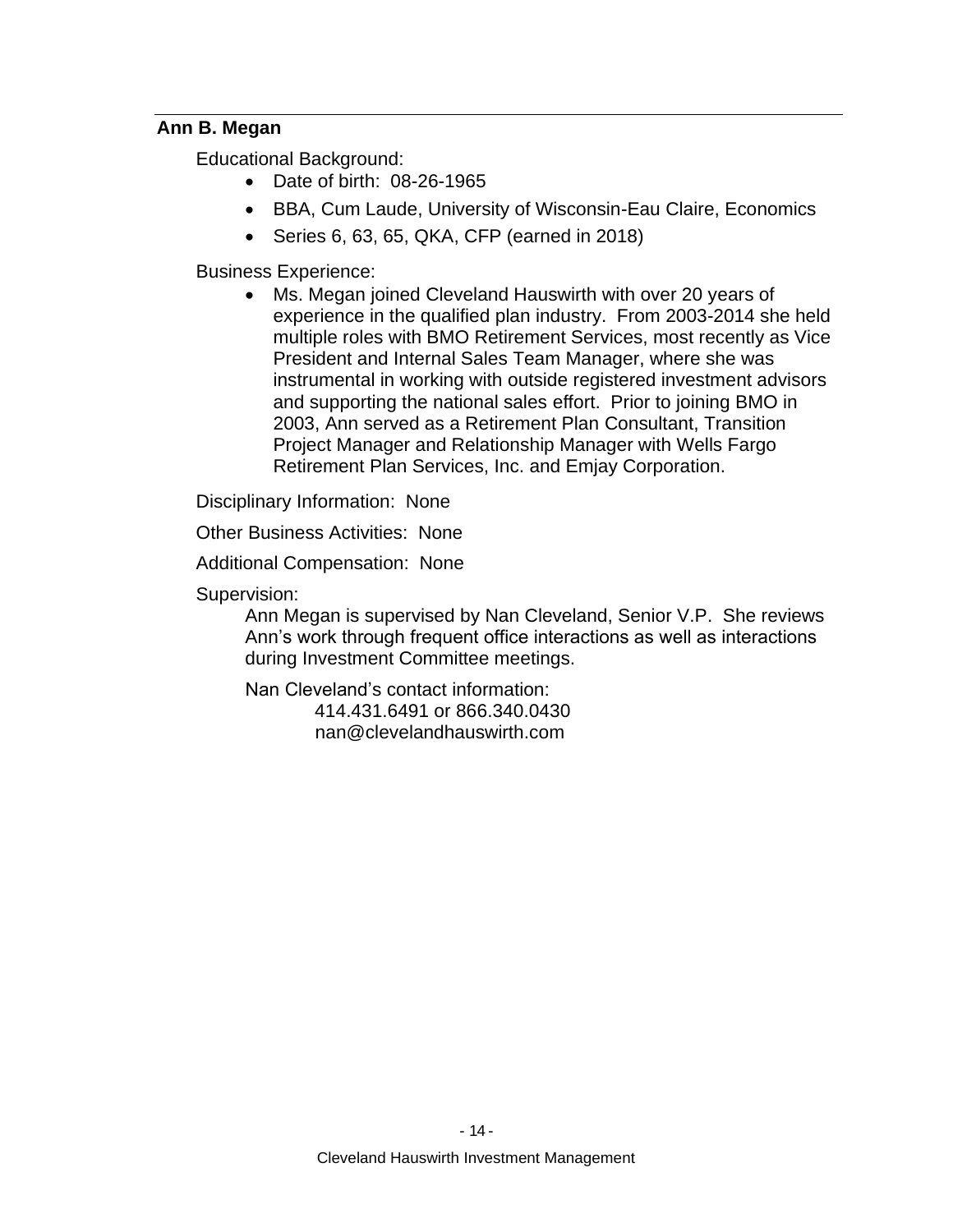**Ann B. Megan**

Educational Background:

- Date of birth: 08-26-1965
- BBA, Cum Laude, University of Wisconsin-Eau Claire, Economics
- Series 6, 63, 65, QKA, CFP (earned in 2018)

Business Experience:

- Ms. Megan joined Cleveland Hauswirth with over 20 years of experience in the qualified plan industry. From 2003-2014 she held multiple roles with BMO Retirement Services, most recently as Vice President and Internal Sales Team Manager, where she was instrumental in working with outside registered investment advisors and supporting the national sales effort. Prior to joining BMO in 2003, Ann served as a Retirement Plan Consultant, Transition Project Manager and Relationship Manager with Wells Fargo Retirement Plan Services, Inc. and Emjay Corporation.

Disciplinary Information: None

Other Business Activities: None

Additional Compensation: None

Supervision:

Ann Megan is supervised by Nan Cleveland, Senior V.P. She reviews Ann's work through frequent office interactions as well as interactions during Investment Committee meetings.

Nan Cleveland's contact information:
414.431.6491 or 866.340.0430
nan@clevelandhauswirth.com